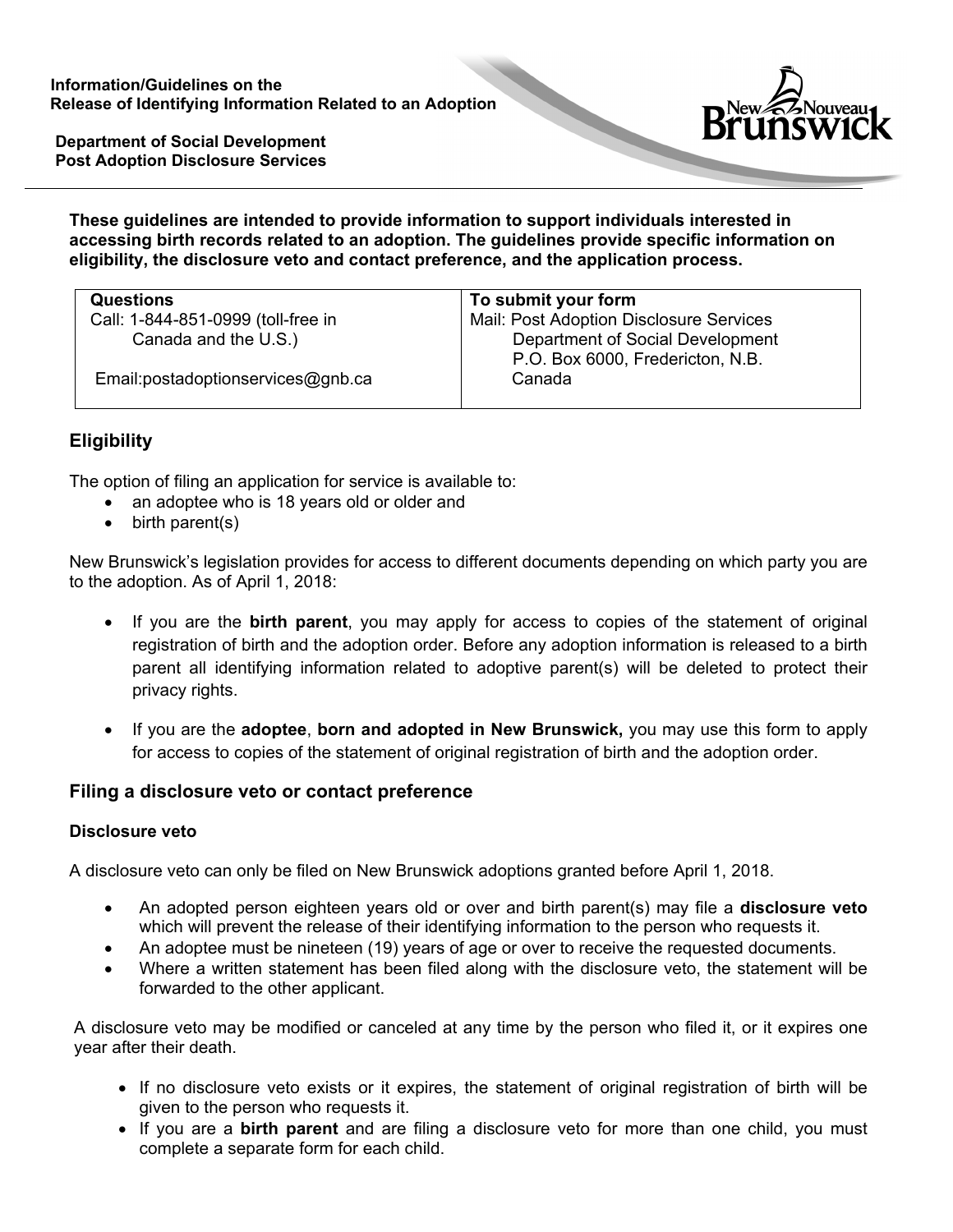**Information/Guidelines on the Release of Identifying Information Related to an Adoption**

**Department of Social Development**
**Post Adoption Disclosure Services**

**These guidelines are intended to provide information to support individuals interested in accessing birth records related to an adoption. The guidelines provide specific information on eligibility, the disclosure veto and contact preference, and the application process.**

| **Questions** | **To submit your form** |
| --- | --- |
| Call: 1-844-851-0999 (toll-free in Canada and the U.S.)<br><br>Email:postadoptionservices@gnb.ca | Mail: Post Adoption Disclosure Services<br>Department of Social Development<br>P.O. Box 6000, Fredericton, N.B.<br>Canada |

## Eligibility

The option of filing an application for service is available to:

- an adoptee who is 18 years old or older and
- birth parent(s)

New Brunswick's legislation provides for access to different documents depending on which party you are to the adoption. As of April 1, 2018:

- If you are the **birth parent**, you may apply for access to copies of the statement of original registration of birth and the adoption order. Before any adoption information is released to a birth parent all identifying information related to adoptive parent(s) will be deleted to protect their privacy rights.
- If you are the **adoptee**, **born and adopted in New Brunswick,** you may use this form to apply for access to copies of the statement of original registration of birth and the adoption order.

## Filing a disclosure veto or contact preference

### Disclosure veto

A disclosure veto can only be filed on New Brunswick adoptions granted before April 1, 2018.

- An adopted person eighteen years old or over and birth parent(s) may file a **disclosure veto** which will prevent the release of their identifying information to the person who requests it.
- An adoptee must be nineteen (19) years of age or over to receive the requested documents.
- Where a written statement has been filed along with the disclosure veto, the statement will be forwarded to the other applicant.

A disclosure veto may be modified or canceled at any time by the person who filed it, or it expires one year after their death.

- If no disclosure veto exists or it expires, the statement of original registration of birth will be given to the person who requests it.
- If you are a **birth parent** and are filing a disclosure veto for more than one child, you must complete a separate form for each child.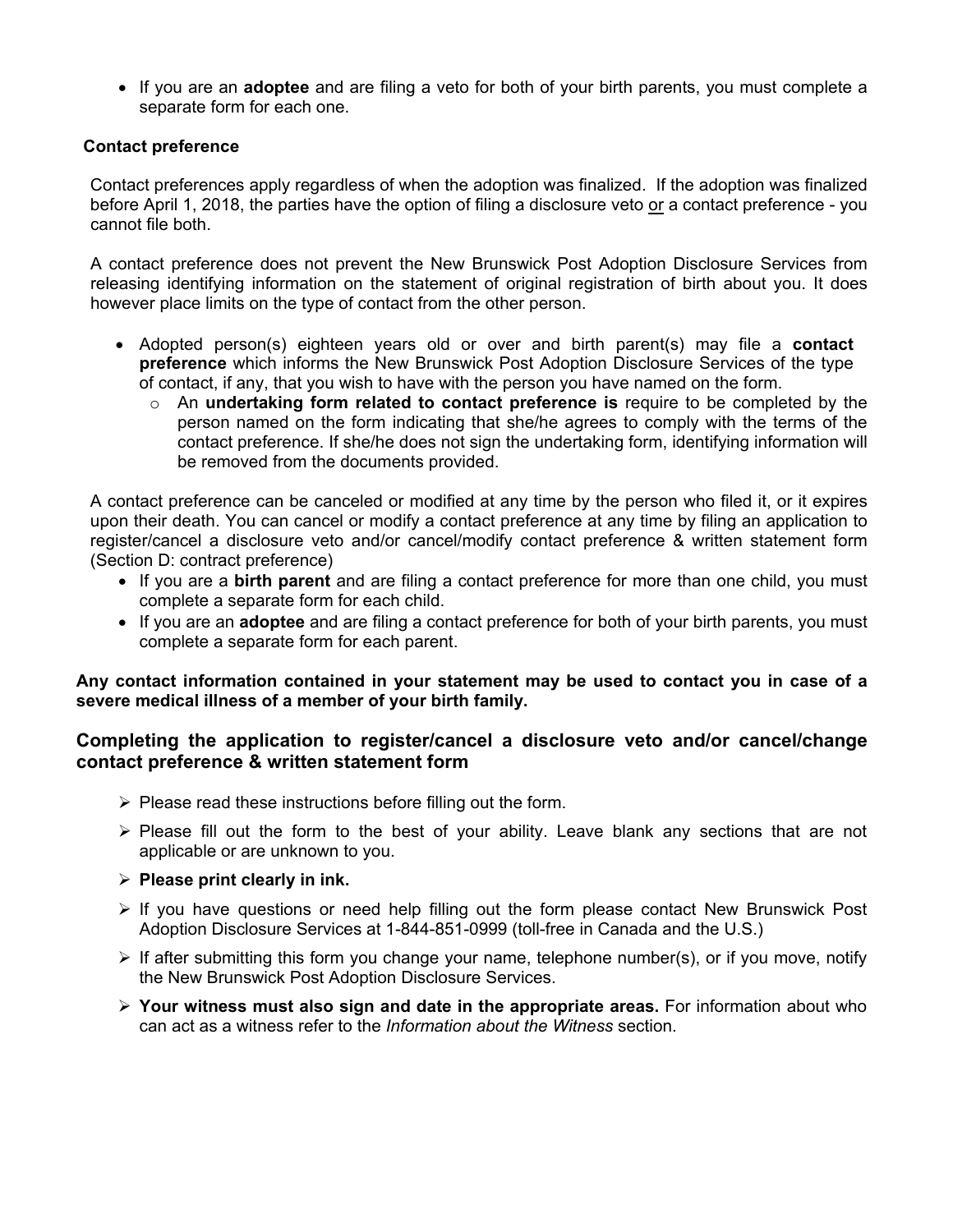- If you are an **adoptee** and are filing a veto for both of your birth parents, you must complete a separate form for each one.

### Contact preference

Contact preferences apply regardless of when the adoption was finalized. If the adoption was finalized before April 1, 2018, the parties have the option of filing a disclosure veto or a contact preference - you cannot file both.

A contact preference does not prevent the New Brunswick Post Adoption Disclosure Services from releasing identifying information on the statement of original registration of birth about you. It does however place limits on the type of contact from the other person.

- Adopted person(s) eighteen years old or over and birth parent(s) may file a **contact preference** which informs the New Brunswick Post Adoption Disclosure Services of the type of contact, if any, that you wish to have with the person you have named on the form.
  - An **undertaking form related to contact preference is** require to be completed by the person named on the form indicating that she/he agrees to comply with the terms of the contact preference. If she/he does not sign the undertaking form, identifying information will be removed from the documents provided.

A contact preference can be canceled or modified at any time by the person who filed it, or it expires upon their death. You can cancel or modify a contact preference at any time by filing an application to register/cancel a disclosure veto and/or cancel/modify contact preference & written statement form (Section D: contract preference)

- If you are a **birth parent** and are filing a contact preference for more than one child, you must complete a separate form for each child.
- If you are an **adoptee** and are filing a contact preference for both of your birth parents, you must complete a separate form for each parent.

**Any contact information contained in your statement may be used to contact you in case of a severe medical illness of a member of your birth family.**

## Completing the application to register/cancel a disclosure veto and/or cancel/change contact preference & written statement form

- Please read these instructions before filling out the form.
- Please fill out the form to the best of your ability. Leave blank any sections that are not applicable or are unknown to you.
- **Please print clearly in ink.**
- If you have questions or need help filling out the form please contact New Brunswick Post Adoption Disclosure Services at 1-844-851-0999 (toll-free in Canada and the U.S.)
- If after submitting this form you change your name, telephone number(s), or if you move, notify the New Brunswick Post Adoption Disclosure Services.
- **Your witness must also sign and date in the appropriate areas.** For information about who can act as a witness refer to the *Information about the Witness* section.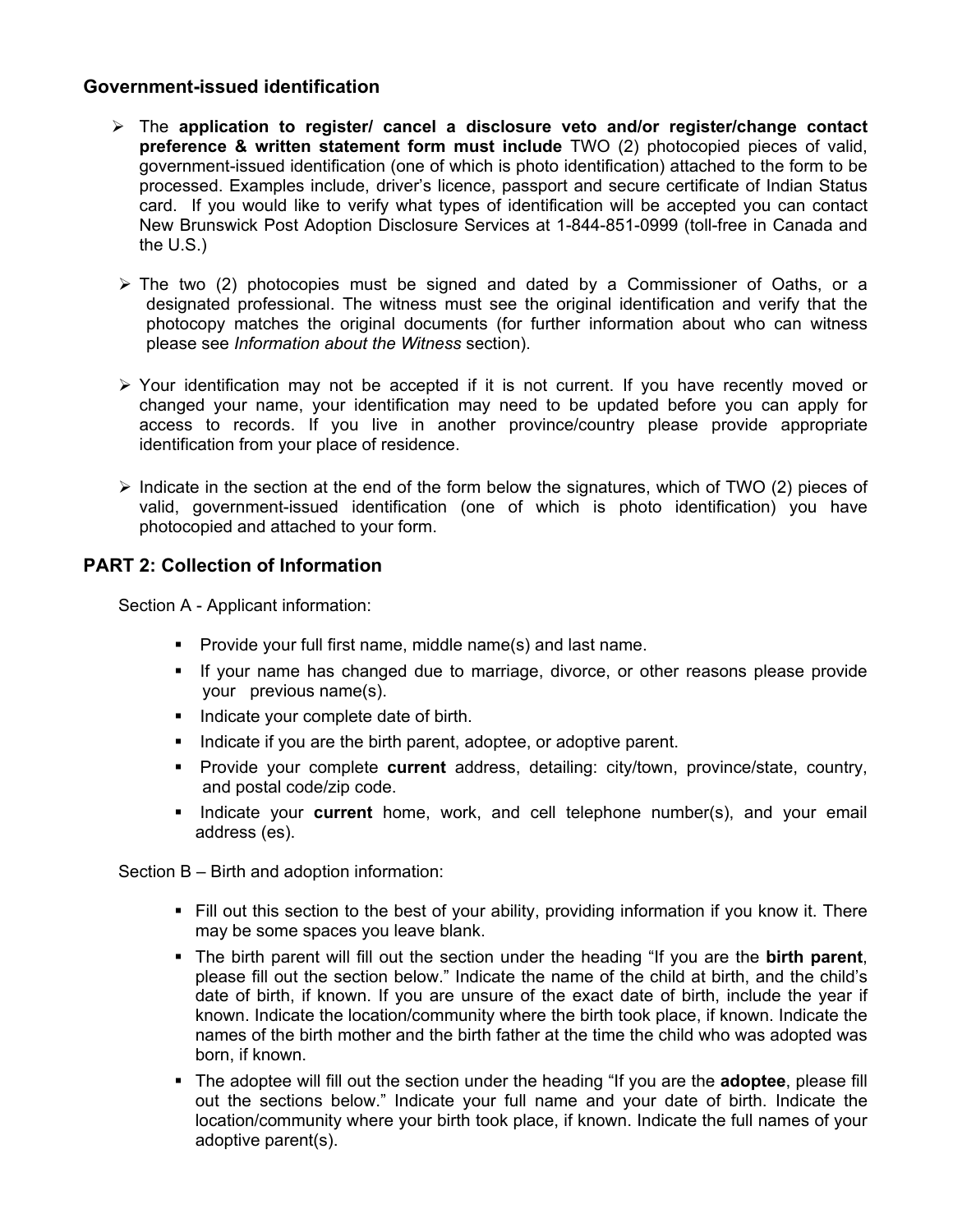### Government-issued identification

- The **application to register/ cancel a disclosure veto and/or register/change contact preference & written statement form must include** TWO (2) photocopied pieces of valid, government-issued identification (one of which is photo identification) attached to the form to be processed. Examples include, driver's licence, passport and secure certificate of Indian Status card. If you would like to verify what types of identification will be accepted you can contact New Brunswick Post Adoption Disclosure Services at 1-844-851-0999 (toll-free in Canada and the U.S.)

- The two (2) photocopies must be signed and dated by a Commissioner of Oaths, or a designated professional. The witness must see the original identification and verify that the photocopy matches the original documents (for further information about who can witness please see *Information about the Witness* section).

- Your identification may not be accepted if it is not current. If you have recently moved or changed your name, your identification may need to be updated before you can apply for access to records. If you live in another province/country please provide appropriate identification from your place of residence.

- Indicate in the section at the end of the form below the signatures, which of TWO (2) pieces of valid, government-issued identification (one of which is photo identification) you have photocopied and attached to your form.

## PART 2: Collection of Information

Section A - Applicant information:

- Provide your full first name, middle name(s) and last name.
- If your name has changed due to marriage, divorce, or other reasons please provide your previous name(s).
- Indicate your complete date of birth.
- Indicate if you are the birth parent, adoptee, or adoptive parent.
- Provide your complete **current** address, detailing: city/town, province/state, country, and postal code/zip code.
- Indicate your **current** home, work, and cell telephone number(s), and your email address (es).

Section B – Birth and adoption information:

- Fill out this section to the best of your ability, providing information if you know it. There may be some spaces you leave blank.
- The birth parent will fill out the section under the heading "If you are the **birth parent**, please fill out the section below." Indicate the name of the child at birth, and the child's date of birth, if known. If you are unsure of the exact date of birth, include the year if known. Indicate the location/community where the birth took place, if known. Indicate the names of the birth mother and the birth father at the time the child who was adopted was born, if known.
- The adoptee will fill out the section under the heading "If you are the **adoptee**, please fill out the sections below." Indicate your full name and your date of birth. Indicate the location/community where your birth took place, if known. Indicate the full names of your adoptive parent(s).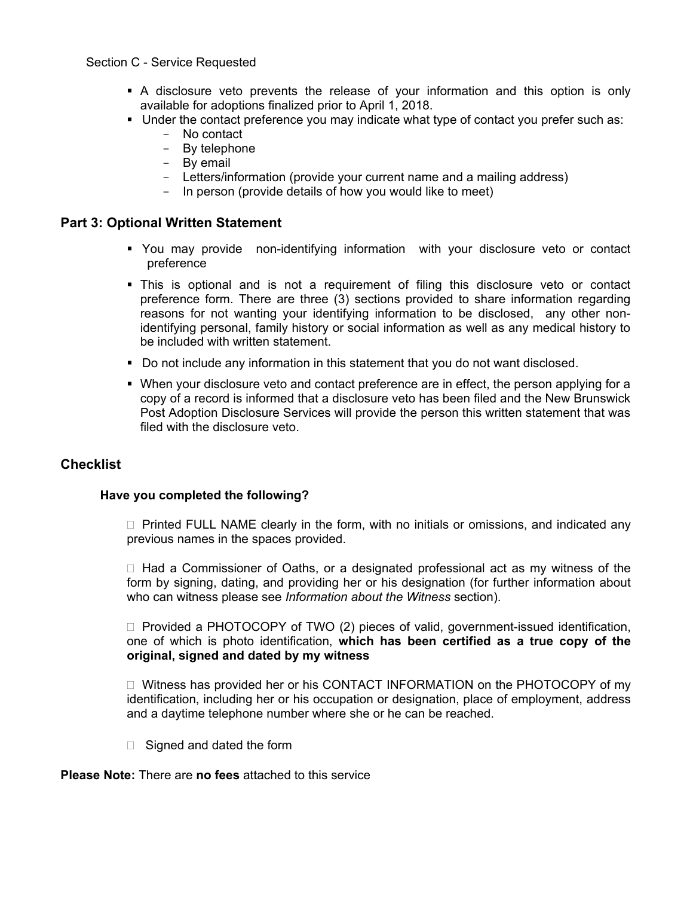Section C - Service Requested

- A disclosure veto prevents the release of your information and this option is only available for adoptions finalized prior to April 1, 2018.
- Under the contact preference you may indicate what type of contact you prefer such as:
  - No contact
  - By telephone
  - By email
  - Letters/information (provide your current name and a mailing address)
  - In person (provide details of how you would like to meet)

## Part 3: Optional Written Statement

- You may provide non-identifying information with your disclosure veto or contact preference
- This is optional and is not a requirement of filing this disclosure veto or contact preference form. There are three (3) sections provided to share information regarding reasons for not wanting your identifying information to be disclosed, any other non-identifying personal, family history or social information as well as any medical history to be included with written statement.
- Do not include any information in this statement that you do not want disclosed.
- When your disclosure veto and contact preference are in effect, the person applying for a copy of a record is informed that a disclosure veto has been filed and the New Brunswick Post Adoption Disclosure Services will provide the person this written statement that was filed with the disclosure veto.

## Checklist

### Have you completed the following?

☐ Printed FULL NAME clearly in the form, with no initials or omissions, and indicated any previous names in the spaces provided.

☐ Had a Commissioner of Oaths, or a designated professional act as my witness of the form by signing, dating, and providing her or his designation (for further information about who can witness please see *Information about the Witness* section).

☐ Provided a PHOTOCOPY of TWO (2) pieces of valid, government-issued identification, one of which is photo identification, **which has been certified as a true copy of the original, signed and dated by my witness**

☐ Witness has provided her or his CONTACT INFORMATION on the PHOTOCOPY of my identification, including her or his occupation or designation, place of employment, address and a daytime telephone number where she or he can be reached.

☐ Signed and dated the form

**Please Note:** There are **no fees** attached to this service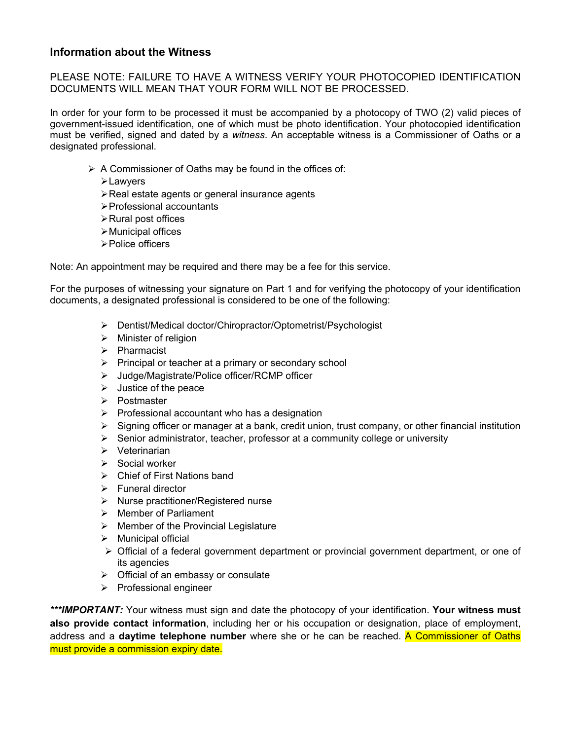## Information about the Witness

PLEASE NOTE: FAILURE TO HAVE A WITNESS VERIFY YOUR PHOTOCOPIED IDENTIFICATION DOCUMENTS WILL MEAN THAT YOUR FORM WILL NOT BE PROCESSED.

In order for your form to be processed it must be accompanied by a photocopy of TWO (2) valid pieces of government-issued identification, one of which must be photo identification. Your photocopied identification must be verified, signed and dated by a *witness*. An acceptable witness is a Commissioner of Oaths or a designated professional.

- A Commissioner of Oaths may be found in the offices of:
  - Lawyers
  - Real estate agents or general insurance agents
  - Professional accountants
  - Rural post offices
  - Municipal offices
  - Police officers

Note: An appointment may be required and there may be a fee for this service.

For the purposes of witnessing your signature on Part 1 and for verifying the photocopy of your identification documents, a designated professional is considered to be one of the following:

- Dentist/Medical doctor/Chiropractor/Optometrist/Psychologist
- Minister of religion
- Pharmacist
- Principal or teacher at a primary or secondary school
- Judge/Magistrate/Police officer/RCMP officer
- Justice of the peace
- Postmaster
- Professional accountant who has a designation
- Signing officer or manager at a bank, credit union, trust company, or other financial institution
- Senior administrator, teacher, professor at a community college or university
- Veterinarian
- Social worker
- Chief of First Nations band
- Funeral director
- Nurse practitioner/Registered nurse
- Member of Parliament
- Member of the Provincial Legislature
- Municipal official
- Official of a federal government department or provincial government department, or one of its agencies
- Official of an embassy or consulate
- Professional engineer

***\*\*\*IMPORTANT:*** Your witness must sign and date the photocopy of your identification. **Your witness must also provide contact information**, including her or his occupation or designation, place of employment, address and a **daytime telephone number** where she or he can be reached. A Commissioner of Oaths must provide a commission expiry date.